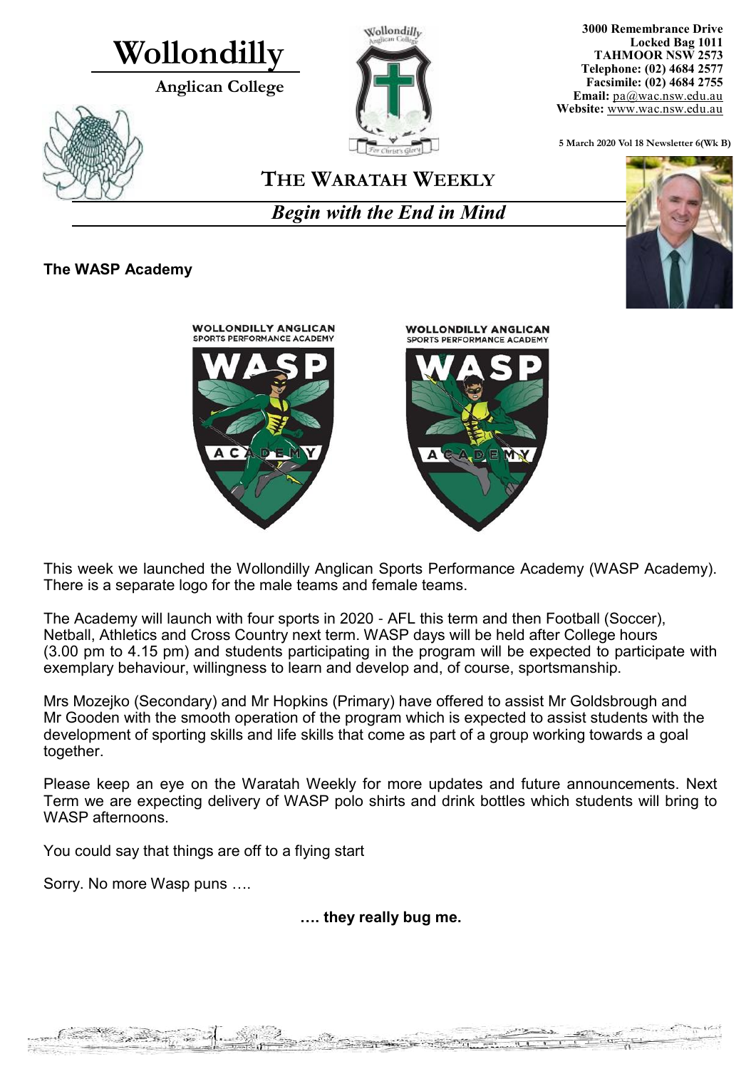# Wollondilly

**Anglican College**

**3000 Remembrance Drive**
**Locked Bag 1011**
**TAHMOOR NSW 2573**
**Telephone: (02) 4684 2577**
**Facsimile: (02) 4684 2755**
**Email:** pa@wac.nsw.edu.au
**Website:** www.wac.nsw.edu.au

**5 March 2020 Vol 18 Newsletter 6(Wk B)**

# THE WARATAH WEEKLY

## *Begin with the End in Mind*

**The WASP Academy**

This week we launched the Wollondilly Anglican Sports Performance Academy (WASP Academy). There is a separate logo for the male teams and female teams.

The Academy will launch with four sports in 2020 - AFL this term and then Football (Soccer), Netball, Athletics and Cross Country next term. WASP days will be held after College hours (3.00 pm to 4.15 pm) and students participating in the program will be expected to participate with exemplary behaviour, willingness to learn and develop and, of course, sportsmanship.

Mrs Mozejko (Secondary) and Mr Hopkins (Primary) have offered to assist Mr Goldsbrough and Mr Gooden with the smooth operation of the program which is expected to assist students with the development of sporting skills and life skills that come as part of a group working towards a goal together.

Please keep an eye on the Waratah Weekly for more updates and future announcements. Next Term we are expecting delivery of WASP polo shirts and drink bottles which students will bring to WASP afternoons.

You could say that things are off to a flying start

Sorry. No more Wasp puns ….

**…. they really bug me.**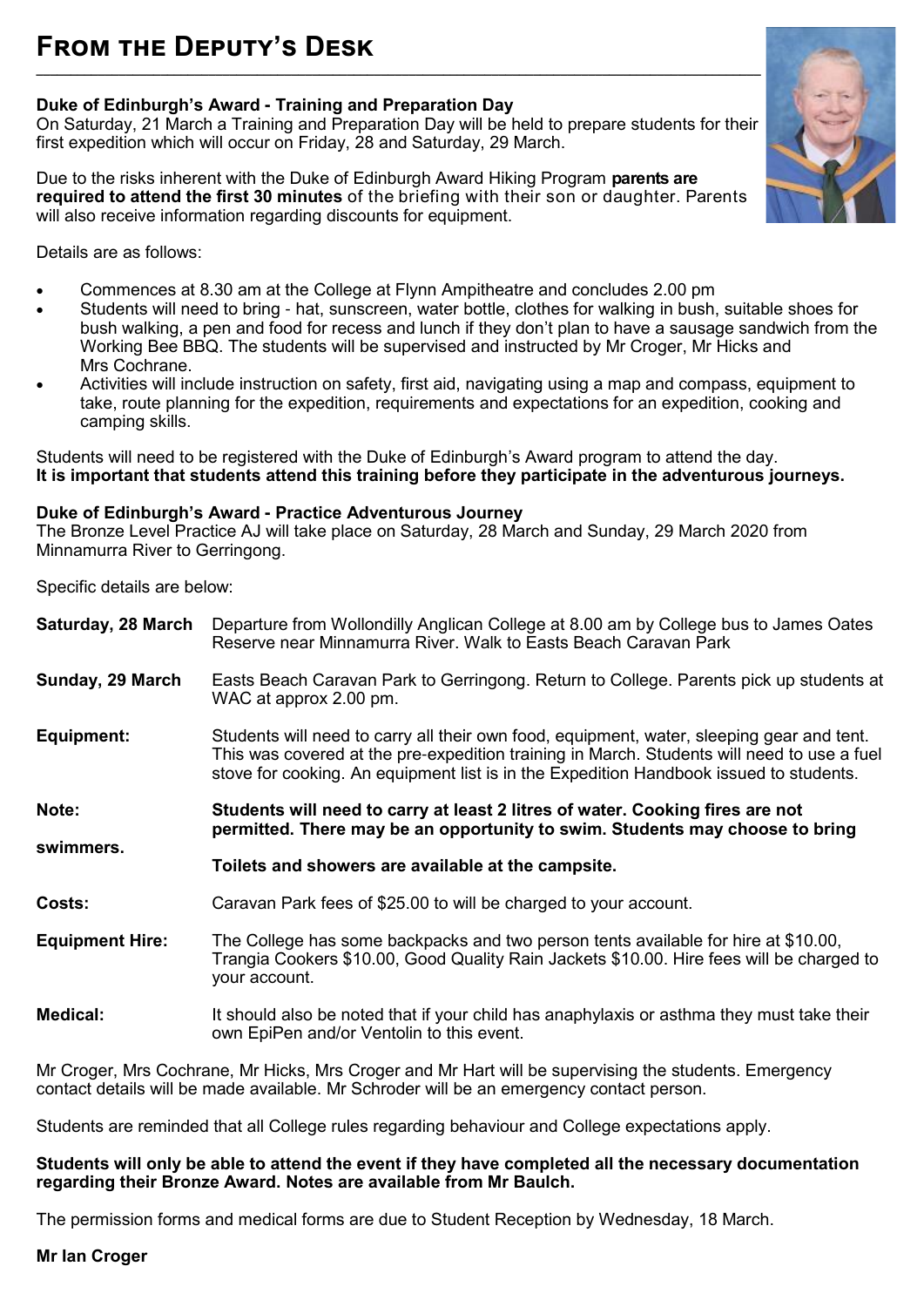# From the Deputy's Desk

**Duke of Edinburgh's Award - Training and Preparation Day**
On Saturday, 21 March a Training and Preparation Day will be held to prepare students for their first expedition which will occur on Friday, 28 and Saturday, 29 March.

Due to the risks inherent with the Duke of Edinburgh Award Hiking Program **parents are required to attend the first 30 minutes** of the briefing with their son or daughter. Parents will also receive information regarding discounts for equipment.

Details are as follows:

- Commences at 8.30 am at the College at Flynn Ampitheatre and concludes 2.00 pm
- Students will need to bring - hat, sunscreen, water bottle, clothes for walking in bush, suitable shoes for bush walking, a pen and food for recess and lunch if they don't plan to have a sausage sandwich from the Working Bee BBQ. The students will be supervised and instructed by Mr Croger, Mr Hicks and Mrs Cochrane.
- Activities will include instruction on safety, first aid, navigating using a map and compass, equipment to take, route planning for the expedition, requirements and expectations for an expedition, cooking and camping skills.

Students will need to be registered with the Duke of Edinburgh's Award program to attend the day.
**It is important that students attend this training before they participate in the adventurous journeys.**

**Duke of Edinburgh's Award - Practice Adventurous Journey**
The Bronze Level Practice AJ will take place on Saturday, 28 March and Sunday, 29 March 2020 from Minnamurra River to Gerringong.

Specific details are below:

| | |
|---|---|
| **Saturday, 28 March** | Departure from Wollondilly Anglican College at 8.00 am by College bus to James Oates Reserve near Minnamurra River. Walk to Easts Beach Caravan Park |
| **Sunday, 29 March** | Easts Beach Caravan Park to Gerringong. Return to College. Parents pick up students at WAC at approx 2.00 pm. |
| **Equipment:** | Students will need to carry all their own food, equipment, water, sleeping gear and tent. This was covered at the pre-expedition training in March. Students will need to use a fuel stove for cooking. An equipment list is in the Expedition Handbook issued to students. |
| **Note:** | **Students will need to carry at least 2 litres of water. Cooking fires are not permitted. There may be an opportunity to swim. Students may choose to bring swimmers.** **Toilets and showers are available at the campsite.** |
| **Costs:** | Caravan Park fees of $25.00 to will be charged to your account. |
| **Equipment Hire:** | The College has some backpacks and two person tents available for hire at $10.00, Trangia Cookers $10.00, Good Quality Rain Jackets $10.00. Hire fees will be charged to your account. |
| **Medical:** | It should also be noted that if your child has anaphylaxis or asthma they must take their own EpiPen and/or Ventolin to this event. |

Mr Croger, Mrs Cochrane, Mr Hicks, Mrs Croger and Mr Hart will be supervising the students. Emergency contact details will be made available. Mr Schroder will be an emergency contact person.

Students are reminded that all College rules regarding behaviour and College expectations apply.

**Students will only be able to attend the event if they have completed all the necessary documentation regarding their Bronze Award. Notes are available from Mr Baulch.**

The permission forms and medical forms are due to Student Reception by Wednesday, 18 March.

**Mr Ian Croger**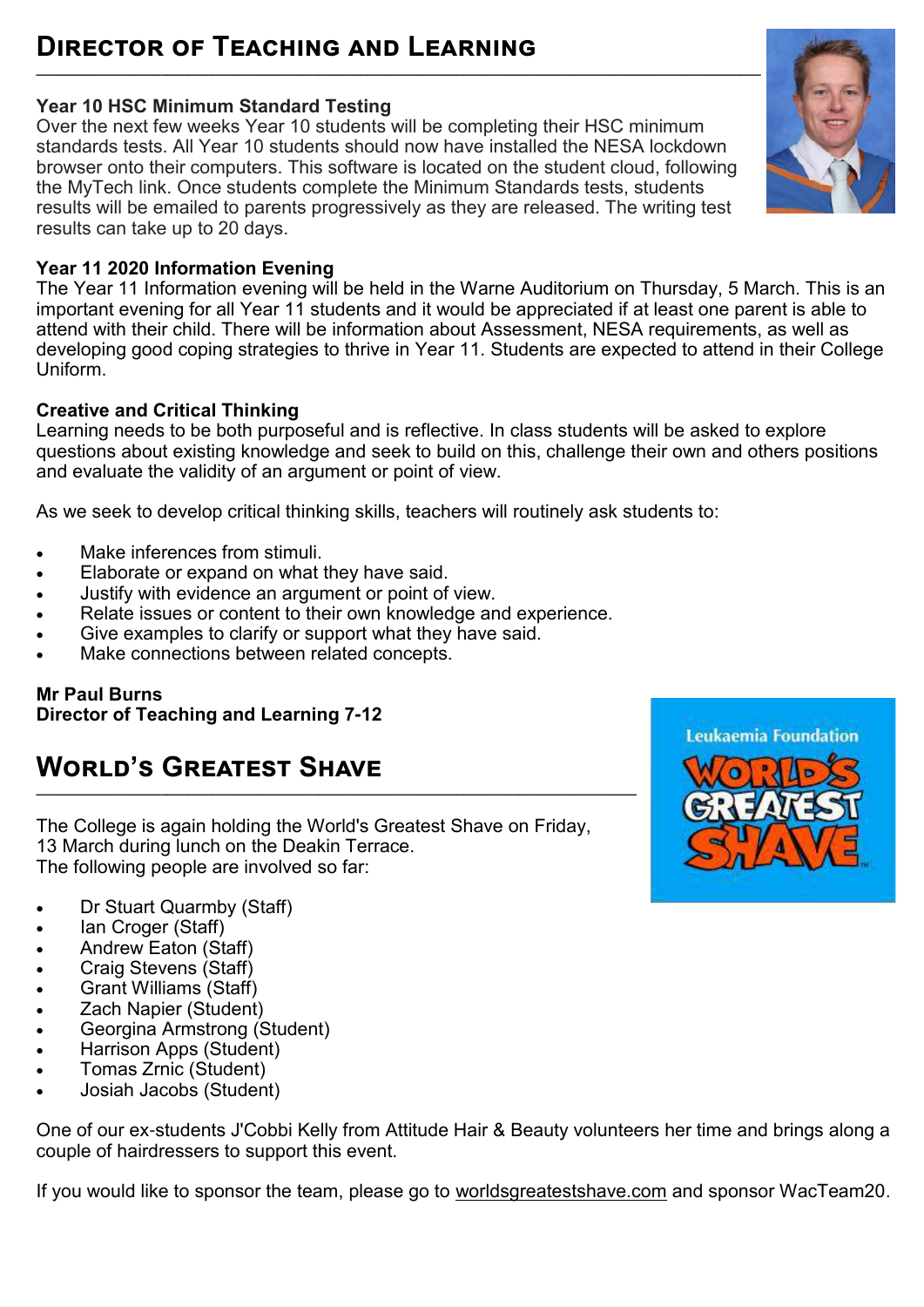## Director of Teaching and Learning

**Year 10 HSC Minimum Standard Testing**
Over the next few weeks Year 10 students will be completing their HSC minimum standards tests. All Year 10 students should now have installed the NESA lockdown browser onto their computers. This software is located on the student cloud, following the MyTech link. Once students complete the Minimum Standards tests, students results will be emailed to parents progressively as they are released. The writing test results can take up to 20 days.

**Year 11 2020 Information Evening**
The Year 11 Information evening will be held in the Warne Auditorium on Thursday, 5 March. This is an important evening for all Year 11 students and it would be appreciated if at least one parent is able to attend with their child. There will be information about Assessment, NESA requirements, as well as developing good coping strategies to thrive in Year 11. Students are expected to attend in their College Uniform.

**Creative and Critical Thinking**
Learning needs to be both purposeful and is reflective. In class students will be asked to explore questions about existing knowledge and seek to build on this, challenge their own and others positions and evaluate the validity of an argument or point of view.

As we seek to develop critical thinking skills, teachers will routinely ask students to:

- Make inferences from stimuli.
- Elaborate or expand on what they have said.
- Justify with evidence an argument or point of view.
- Relate issues or content to their own knowledge and experience.
- Give examples to clarify or support what they have said.
- Make connections between related concepts.

**Mr Paul Burns**
**Director of Teaching and Learning 7-12**

## World's Greatest Shave

The College is again holding the World's Greatest Shave on Friday, 13 March during lunch on the Deakin Terrace.
The following people are involved so far:

- Dr Stuart Quarmby (Staff)
- Ian Croger (Staff)
- Andrew Eaton (Staff)
- Craig Stevens (Staff)
- Grant Williams (Staff)
- Zach Napier (Student)
- Georgina Armstrong (Student)
- Harrison Apps (Student)
- Tomas Zrnic (Student)
- Josiah Jacobs (Student)

One of our ex-students J'Cobbi Kelly from Attitude Hair & Beauty volunteers her time and brings along a couple of hairdressers to support this event.

If you would like to sponsor the team, please go to worldsgreatestshave.com and sponsor WacTeam20.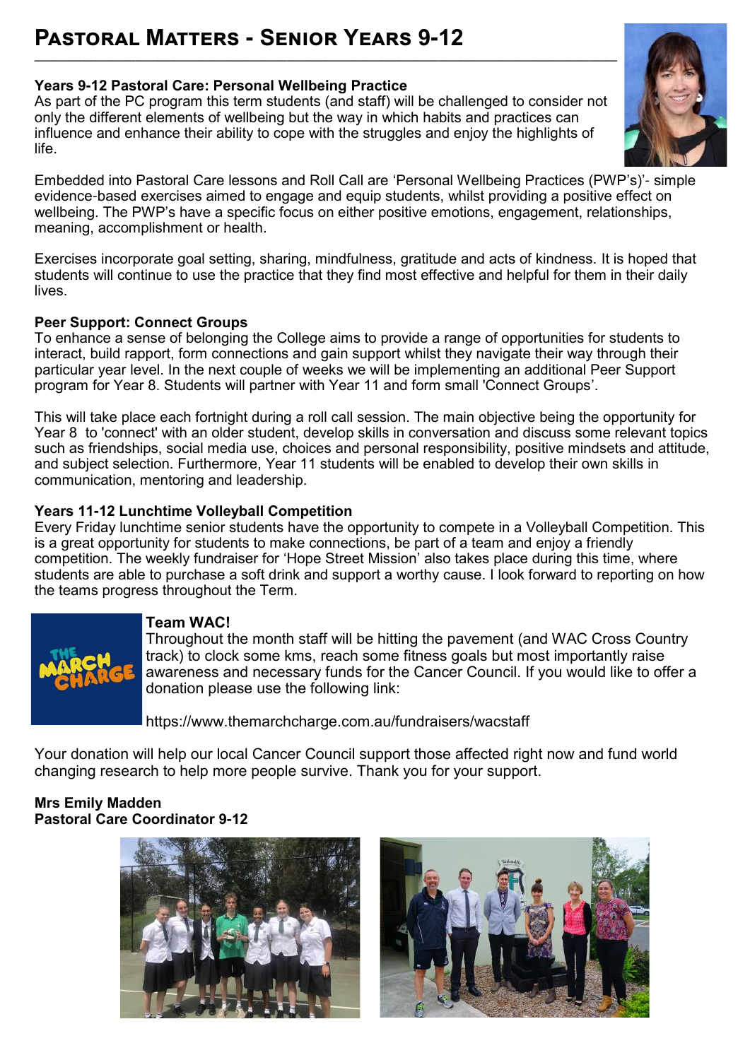# Pastoral Matters - Senior Years 9-12

**Years 9-12 Pastoral Care: Personal Wellbeing Practice**
As part of the PC program this term students (and staff) will be challenged to consider not only the different elements of wellbeing but the way in which habits and practices can influence and enhance their ability to cope with the struggles and enjoy the highlights of life.

Embedded into Pastoral Care lessons and Roll Call are 'Personal Wellbeing Practices (PWP's)'- simple evidence-based exercises aimed to engage and equip students, whilst providing a positive effect on wellbeing. The PWP's have a specific focus on either positive emotions, engagement, relationships, meaning, accomplishment or health.

Exercises incorporate goal setting, sharing, mindfulness, gratitude and acts of kindness. It is hoped that students will continue to use the practice that they find most effective and helpful for them in their daily lives.

**Peer Support: Connect Groups**
To enhance a sense of belonging the College aims to provide a range of opportunities for students to interact, build rapport, form connections and gain support whilst they navigate their way through their particular year level. In the next couple of weeks we will be implementing an additional Peer Support program for Year 8. Students will partner with Year 11 and form small 'Connect Groups'.

This will take place each fortnight during a roll call session. The main objective being the opportunity for Year 8 to 'connect' with an older student, develop skills in conversation and discuss some relevant topics such as friendships, social media use, choices and personal responsibility, positive mindsets and attitude, and subject selection. Furthermore, Year 11 students will be enabled to develop their own skills in communication, mentoring and leadership.

**Years 11-12 Lunchtime Volleyball Competition**
Every Friday lunchtime senior students have the opportunity to compete in a Volleyball Competition. This is a great opportunity for students to make connections, be part of a team and enjoy a friendly competition. The weekly fundraiser for 'Hope Street Mission' also takes place during this time, where students are able to purchase a soft drink and support a worthy cause. I look forward to reporting on how the teams progress throughout the Term.

**Team WAC!**
Throughout the month staff will be hitting the pavement (and WAC Cross Country track) to clock some kms, reach some fitness goals but most importantly raise awareness and necessary funds for the Cancer Council. If you would like to offer a donation please use the following link:

https://www.themarchcharge.com.au/fundraisers/wacstaff

Your donation will help our local Cancer Council support those affected right now and fund world changing research to help more people survive. Thank you for your support.

**Mrs Emily Madden**
**Pastoral Care Coordinator 9-12**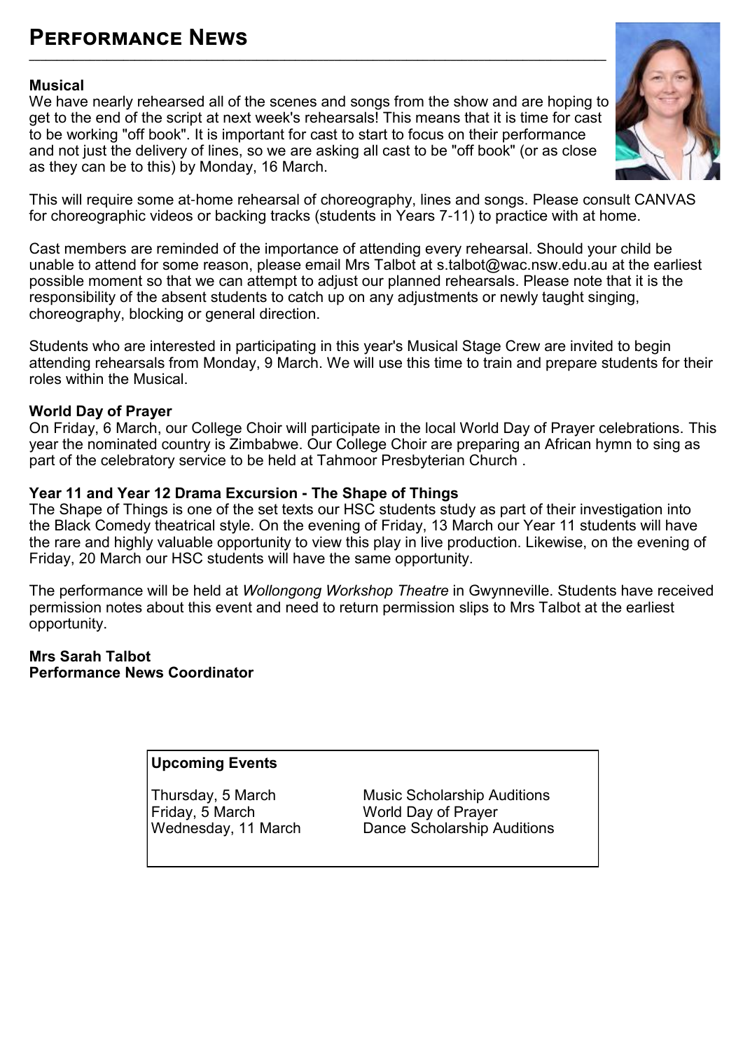# Performance News

**Musical**

We have nearly rehearsed all of the scenes and songs from the show and are hoping to get to the end of the script at next week's rehearsals! This means that it is time for cast to be working "off book". It is important for cast to start to focus on their performance and not just the delivery of lines, so we are asking all cast to be "off book" (or as close as they can be to this) by Monday, 16 March.

This will require some at-home rehearsal of choreography, lines and songs. Please consult CANVAS for choreographic videos or backing tracks (students in Years 7-11) to practice with at home.

Cast members are reminded of the importance of attending every rehearsal. Should your child be unable to attend for some reason, please email Mrs Talbot at s.talbot@wac.nsw.edu.au at the earliest possible moment so that we can attempt to adjust our planned rehearsals. Please note that it is the responsibility of the absent students to catch up on any adjustments or newly taught singing, choreography, blocking or general direction.

Students who are interested in participating in this year's Musical Stage Crew are invited to begin attending rehearsals from Monday, 9 March. We will use this time to train and prepare students for their roles within the Musical.

**World Day of Prayer**

On Friday, 6 March, our College Choir will participate in the local World Day of Prayer celebrations. This year the nominated country is Zimbabwe. Our College Choir are preparing an African hymn to sing as part of the celebratory service to be held at Tahmoor Presbyterian Church .

**Year 11 and Year 12 Drama Excursion - The Shape of Things**

The Shape of Things is one of the set texts our HSC students study as part of their investigation into the Black Comedy theatrical style. On the evening of Friday, 13 March our Year 11 students will have the rare and highly valuable opportunity to view this play in live production. Likewise, on the evening of Friday, 20 March our HSC students will have the same opportunity.

The performance will be held at *Wollongong Workshop Theatre* in Gwynneville. Students have received permission notes about this event and need to return permission slips to Mrs Talbot at the earliest opportunity.

**Mrs Sarah Talbot**
**Performance News Coordinator**

**Upcoming Events**

| | |
|---|---|
| Thursday, 5 March | Music Scholarship Auditions |
| Friday, 5 March | World Day of Prayer |
| Wednesday, 11 March | Dance Scholarship Auditions |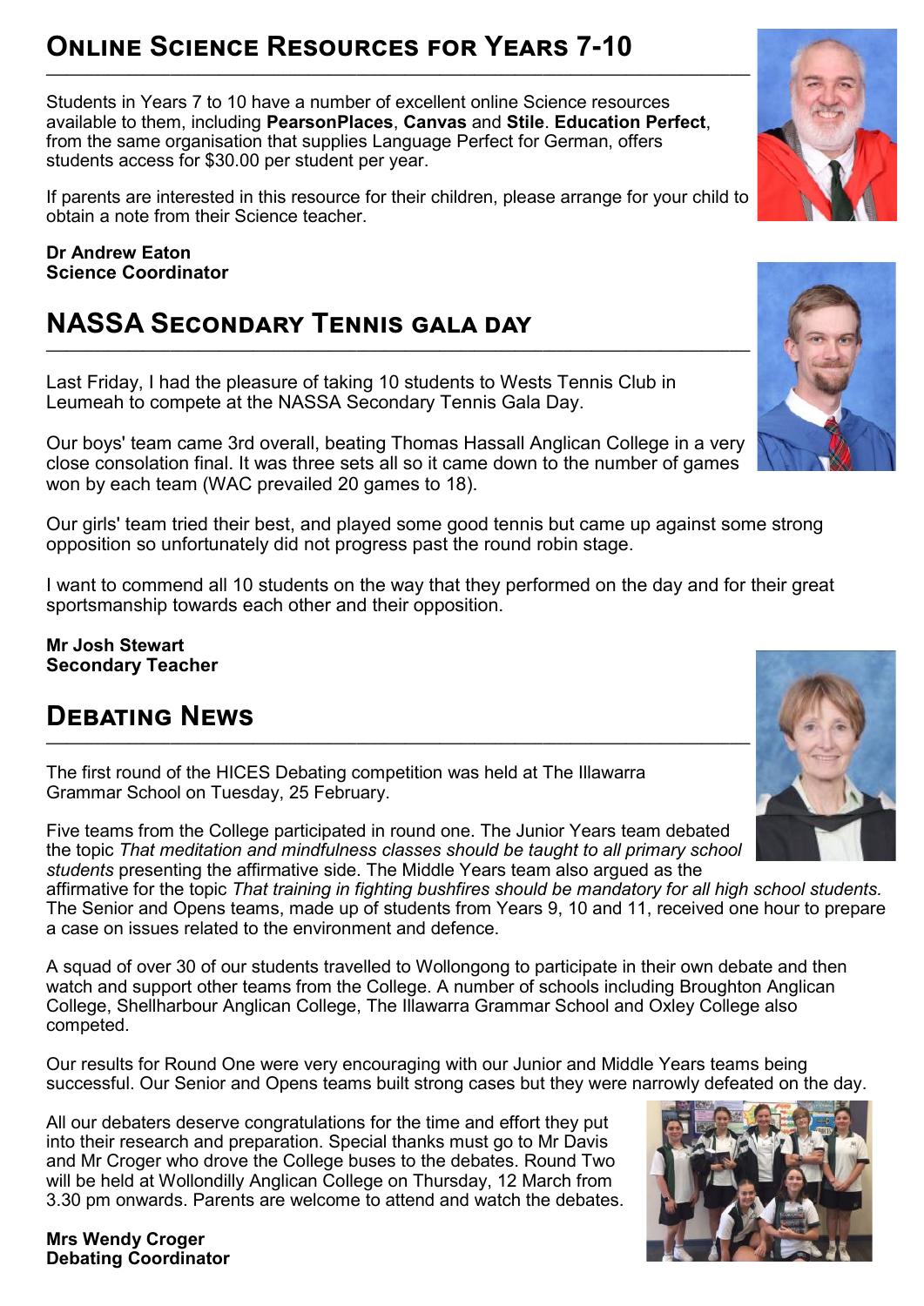## Online Science Resources for Years 7-10

Students in Years 7 to 10 have a number of excellent online Science resources available to them, including **PearsonPlaces**, **Canvas** and **Stile**. **Education Perfect**, from the same organisation that supplies Language Perfect for German, offers students access for $30.00 per student per year.

If parents are interested in this resource for their children, please arrange for your child to obtain a note from their Science teacher.

**Dr Andrew Eaton**
**Science Coordinator**

## NASSA Secondary Tennis gala day

Last Friday, I had the pleasure of taking 10 students to Wests Tennis Club in Leumeah to compete at the NASSA Secondary Tennis Gala Day.

Our boys' team came 3rd overall, beating Thomas Hassall Anglican College in a very close consolation final. It was three sets all so it came down to the number of games won by each team (WAC prevailed 20 games to 18).

Our girls' team tried their best, and played some good tennis but came up against some strong opposition so unfortunately did not progress past the round robin stage.

I want to commend all 10 students on the way that they performed on the day and for their great sportsmanship towards each other and their opposition.

**Mr Josh Stewart**
**Secondary Teacher**

## Debating News

The first round of the HICES Debating competition was held at The Illawarra Grammar School on Tuesday, 25 February.

Five teams from the College participated in round one. The Junior Years team debated the topic *That meditation and mindfulness classes should be taught to all primary school students* presenting the affirmative side. The Middle Years team also argued as the affirmative for the topic *That training in fighting bushfires should be mandatory for all high school students.* The Senior and Opens teams, made up of students from Years 9, 10 and 11, received one hour to prepare a case on issues related to the environment and defence.

A squad of over 30 of our students travelled to Wollongong to participate in their own debate and then watch and support other teams from the College. A number of schools including Broughton Anglican College, Shellharbour Anglican College, The Illawarra Grammar School and Oxley College also competed.

Our results for Round One were very encouraging with our Junior and Middle Years teams being successful. Our Senior and Opens teams built strong cases but they were narrowly defeated on the day.

All our debaters deserve congratulations for the time and effort they put into their research and preparation. Special thanks must go to Mr Davis and Mr Croger who drove the College buses to the debates. Round Two will be held at Wollondilly Anglican College on Thursday, 12 March from 3.30 pm onwards. Parents are welcome to attend and watch the debates.

**Mrs Wendy Croger**
**Debating Coordinator**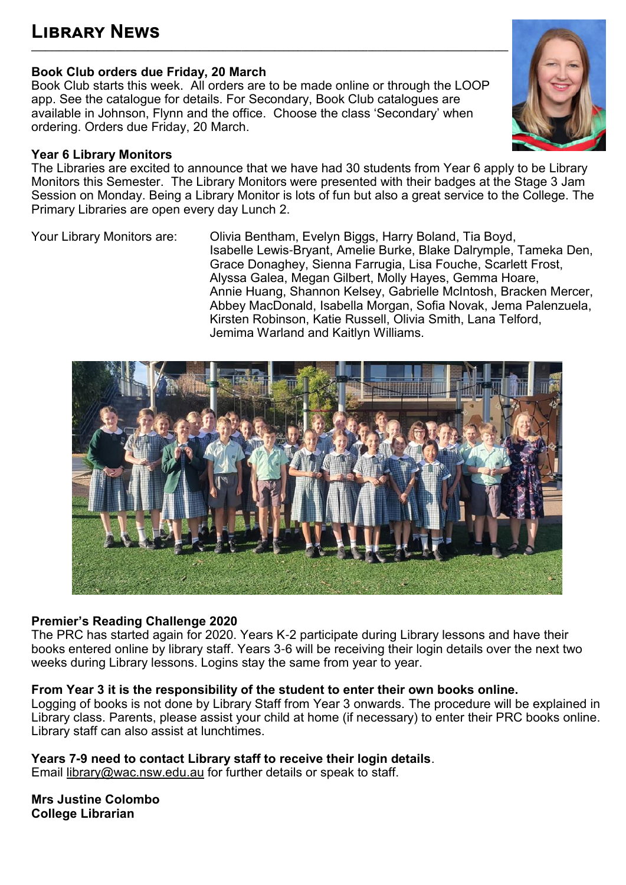## Library News

**Book Club orders due Friday, 20 March**

Book Club starts this week. All orders are to be made online or through the LOOP app. See the catalogue for details. For Secondary, Book Club catalogues are available in Johnson, Flynn and the office. Choose the class 'Secondary' when ordering. Orders due Friday, 20 March.

**Year 6 Library Monitors**

The Libraries are excited to announce that we have had 30 students from Year 6 apply to be Library Monitors this Semester. The Library Monitors were presented with their badges at the Stage 3 Jam Session on Monday. Being a Library Monitor is lots of fun but also a great service to the College. The Primary Libraries are open every day Lunch 2.

Your Library Monitors are: Olivia Bentham, Evelyn Biggs, Harry Boland, Tia Boyd, Isabelle Lewis-Bryant, Amelie Burke, Blake Dalrymple, Tameka Den, Grace Donaghey, Sienna Farrugia, Lisa Fouche, Scarlett Frost, Alyssa Galea, Megan Gilbert, Molly Hayes, Gemma Hoare, Annie Huang, Shannon Kelsey, Gabrielle McIntosh, Bracken Mercer, Abbey MacDonald, Isabella Morgan, Sofia Novak, Jema Palenzuela, Kirsten Robinson, Katie Russell, Olivia Smith, Lana Telford, Jemima Warland and Kaitlyn Williams.

**Premier's Reading Challenge 2020**

The PRC has started again for 2020. Years K-2 participate during Library lessons and have their books entered online by library staff. Years 3-6 will be receiving their login details over the next two weeks during Library lessons. Logins stay the same from year to year.

**From Year 3 it is the responsibility of the student to enter their own books online.**

Logging of books is not done by Library Staff from Year 3 onwards. The procedure will be explained in Library class. Parents, please assist your child at home (if necessary) to enter their PRC books online. Library staff can also assist at lunchtimes.

**Years 7-9 need to contact Library staff to receive their login details**.

Email library@wac.nsw.edu.au for further details or speak to staff.

**Mrs Justine Colombo**
**College Librarian**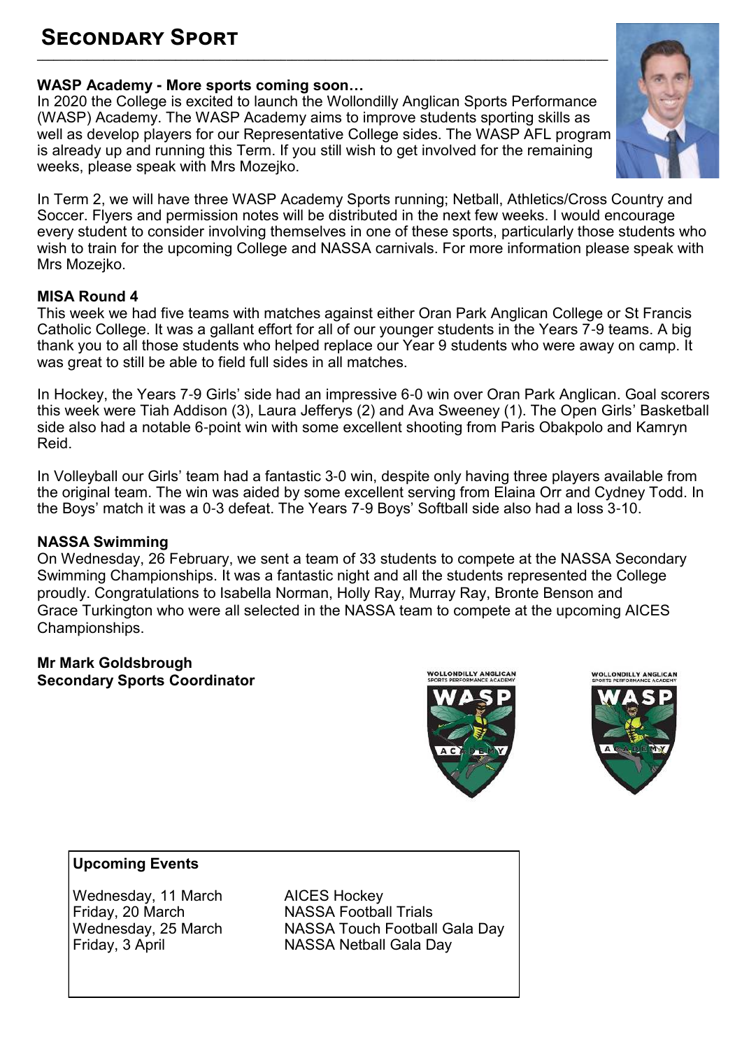# Secondary Sport

**WASP Academy - More sports coming soon…**

In 2020 the College is excited to launch the Wollondilly Anglican Sports Performance (WASP) Academy. The WASP Academy aims to improve students sporting skills as well as develop players for our Representative College sides. The WASP AFL program is already up and running this Term. If you still wish to get involved for the remaining weeks, please speak with Mrs Mozejko.

In Term 2, we will have three WASP Academy Sports running; Netball, Athletics/Cross Country and Soccer. Flyers and permission notes will be distributed in the next few weeks. I would encourage every student to consider involving themselves in one of these sports, particularly those students who wish to train for the upcoming College and NASSA carnivals. For more information please speak with Mrs Mozejko.

**MISA Round 4**

This week we had five teams with matches against either Oran Park Anglican College or St Francis Catholic College. It was a gallant effort for all of our younger students in the Years 7-9 teams. A big thank you to all those students who helped replace our Year 9 students who were away on camp. It was great to still be able to field full sides in all matches.

In Hockey, the Years 7-9 Girls' side had an impressive 6-0 win over Oran Park Anglican. Goal scorers this week were Tiah Addison (3), Laura Jefferys (2) and Ava Sweeney (1). The Open Girls' Basketball side also had a notable 6-point win with some excellent shooting from Paris Obakpolo and Kamryn Reid.

In Volleyball our Girls' team had a fantastic 3-0 win, despite only having three players available from the original team. The win was aided by some excellent serving from Elaina Orr and Cydney Todd. In the Boys' match it was a 0-3 defeat. The Years 7-9 Boys' Softball side also had a loss 3-10.

**NASSA Swimming**

On Wednesday, 26 February, we sent a team of 33 students to compete at the NASSA Secondary Swimming Championships. It was a fantastic night and all the students represented the College proudly. Congratulations to Isabella Norman, Holly Ray, Murray Ray, Bronte Benson and Grace Turkington who were all selected in the NASSA team to compete at the upcoming AICES Championships.

**Mr Mark Goldsbrough**
**Secondary Sports Coordinator**

**Upcoming Events**

| | |
|---|---|
| Wednesday, 11 March | AICES Hockey |
| Friday, 20 March | NASSA Football Trials |
| Wednesday, 25 March | NASSA Touch Football Gala Day |
| Friday, 3 April | NASSA Netball Gala Day |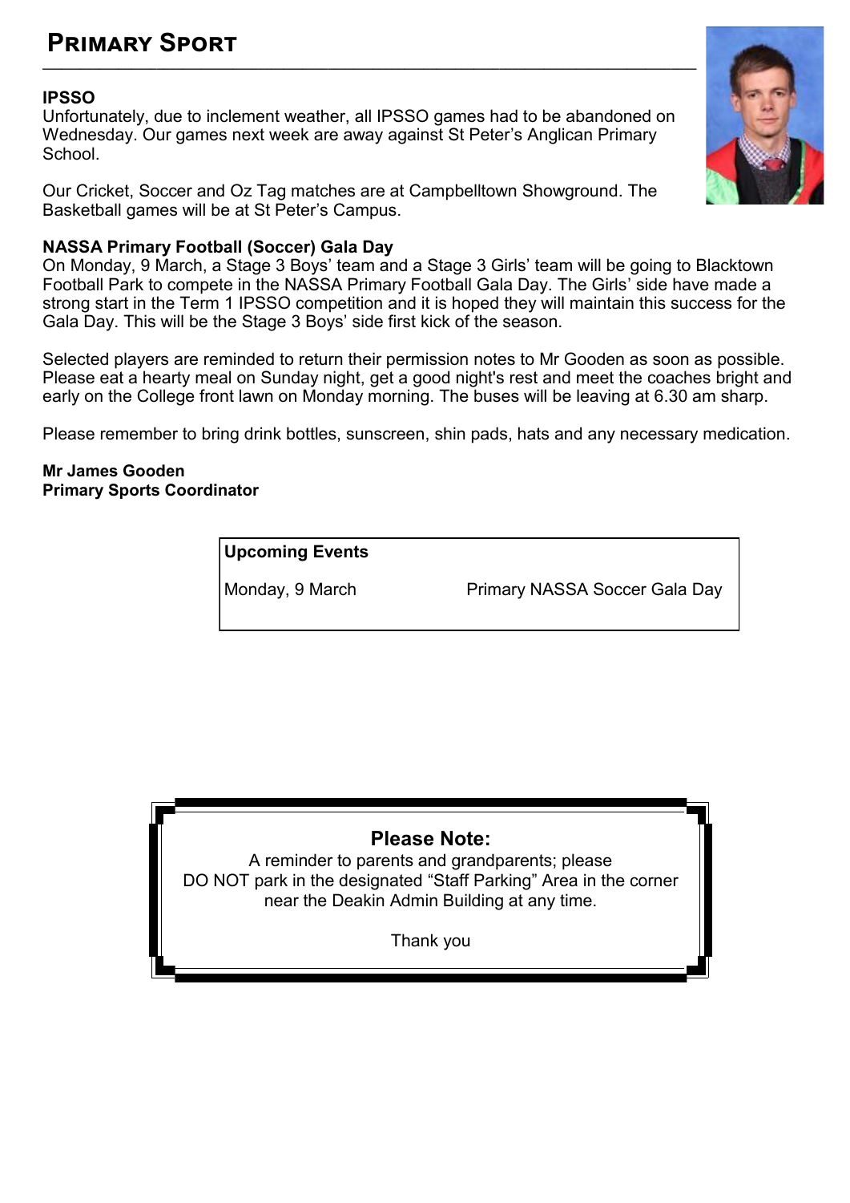# Primary Sport

**IPSSO**

Unfortunately, due to inclement weather, all IPSSO games had to be abandoned on Wednesday. Our games next week are away against St Peter's Anglican Primary School.

Our Cricket, Soccer and Oz Tag matches are at Campbelltown Showground. The Basketball games will be at St Peter's Campus.

**NASSA Primary Football (Soccer) Gala Day**

On Monday, 9 March, a Stage 3 Boys' team and a Stage 3 Girls' team will be going to Blacktown Football Park to compete in the NASSA Primary Football Gala Day. The Girls' side have made a strong start in the Term 1 IPSSO competition and it is hoped they will maintain this success for the Gala Day. This will be the Stage 3 Boys' side first kick of the season.

Selected players are reminded to return their permission notes to Mr Gooden as soon as possible. Please eat a hearty meal on Sunday night, get a good night's rest and meet the coaches bright and early on the College front lawn on Monday morning. The buses will be leaving at 6.30 am sharp.

Please remember to bring drink bottles, sunscreen, shin pads, hats and any necessary medication.

**Mr James Gooden**
**Primary Sports Coordinator**

| **Upcoming Events** | |
|---|---|
| Monday, 9 March | Primary NASSA Soccer Gala Day |

**Please Note:**

A reminder to parents and grandparents; please DO NOT park in the designated "Staff Parking" Area in the corner near the Deakin Admin Building at any time.

Thank you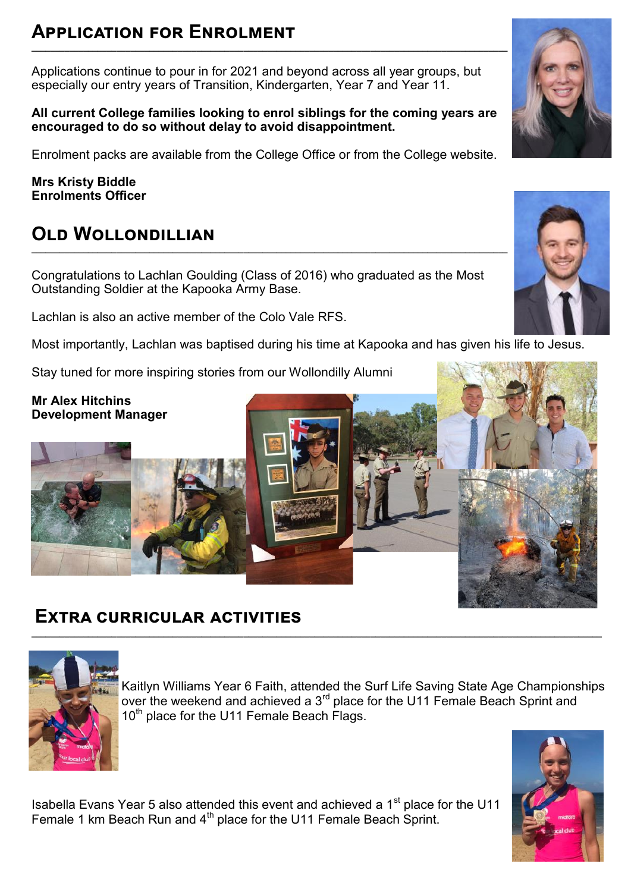## Application for Enrolment

Applications continue to pour in for 2021 and beyond across all year groups, but especially our entry years of Transition, Kindergarten, Year 7 and Year 11.

**All current College families looking to enrol siblings for the coming years are encouraged to do so without delay to avoid disappointment.**

Enrolment packs are available from the College Office or from the College website.

**Mrs Kristy Biddle**
**Enrolments Officer**

## Old Wollondillian

Congratulations to Lachlan Goulding (Class of 2016) who graduated as the Most Outstanding Soldier at the Kapooka Army Base.

Lachlan is also an active member of the Colo Vale RFS.

Most importantly, Lachlan was baptised during his time at Kapooka and has given his life to Jesus.

Stay tuned for more inspiring stories from our Wollondilly Alumni

**Mr Alex Hitchins**
**Development Manager**

## Extra curricular activities

Kaitlyn Williams Year 6 Faith, attended the Surf Life Saving State Age Championships over the weekend and achieved a 3rd place for the U11 Female Beach Sprint and 10th place for the U11 Female Beach Flags.

Isabella Evans Year 5 also attended this event and achieved a 1st place for the U11 Female 1 km Beach Run and 4th place for the U11 Female Beach Sprint.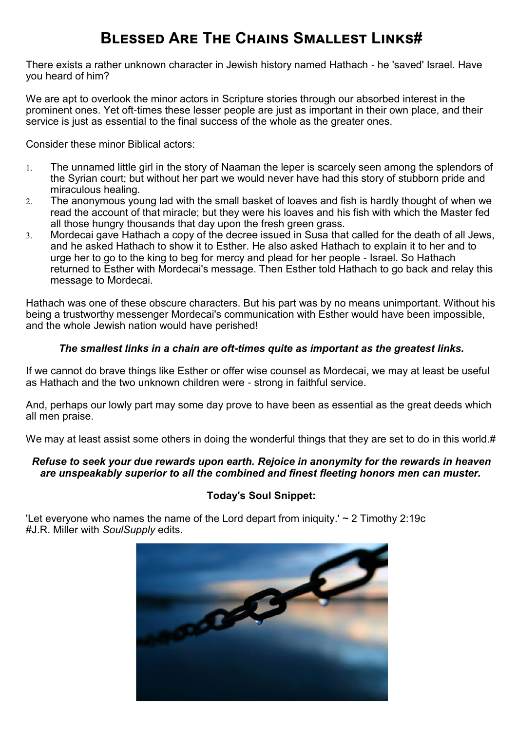# Blessed Are The Chains Smallest Links#

There exists a rather unknown character in Jewish history named Hathach - he 'saved' Israel. Have you heard of him?

We are apt to overlook the minor actors in Scripture stories through our absorbed interest in the prominent ones. Yet oft-times these lesser people are just as important in their own place, and their service is just as essential to the final success of the whole as the greater ones.

Consider these minor Biblical actors:

1. The unnamed little girl in the story of Naaman the leper is scarcely seen among the splendors of the Syrian court; but without her part we would never have had this story of stubborn pride and miraculous healing.
2. The anonymous young lad with the small basket of loaves and fish is hardly thought of when we read the account of that miracle; but they were his loaves and his fish with which the Master fed all those hungry thousands that day upon the fresh green grass.
3. Mordecai gave Hathach a copy of the decree issued in Susa that called for the death of all Jews, and he asked Hathach to show it to Esther. He also asked Hathach to explain it to her and to urge her to go to the king to beg for mercy and plead for her people - Israel. So Hathach returned to Esther with Mordecai's message. Then Esther told Hathach to go back and relay this message to Mordecai.

Hathach was one of these obscure characters. But his part was by no means unimportant. Without his being a trustworthy messenger Mordecai's communication with Esther would have been impossible, and the whole Jewish nation would have perished!

***The smallest links in a chain are oft-times quite as important as the greatest links.***

If we cannot do brave things like Esther or offer wise counsel as Mordecai, we may at least be useful as Hathach and the two unknown children were - strong in faithful service.

And, perhaps our lowly part may some day prove to have been as essential as the great deeds which all men praise.

We may at least assist some others in doing the wonderful things that they are set to do in this world.#

***Refuse to seek your due rewards upon earth. Rejoice in anonymity for the rewards in heaven are unspeakably superior to all the combined and finest fleeting honors men can muster.***

**Today's Soul Snippet:**

'Let everyone who names the name of the Lord depart from iniquity.' ~ 2 Timothy 2:19c
#J.R. Miller with *SoulSupply* edits.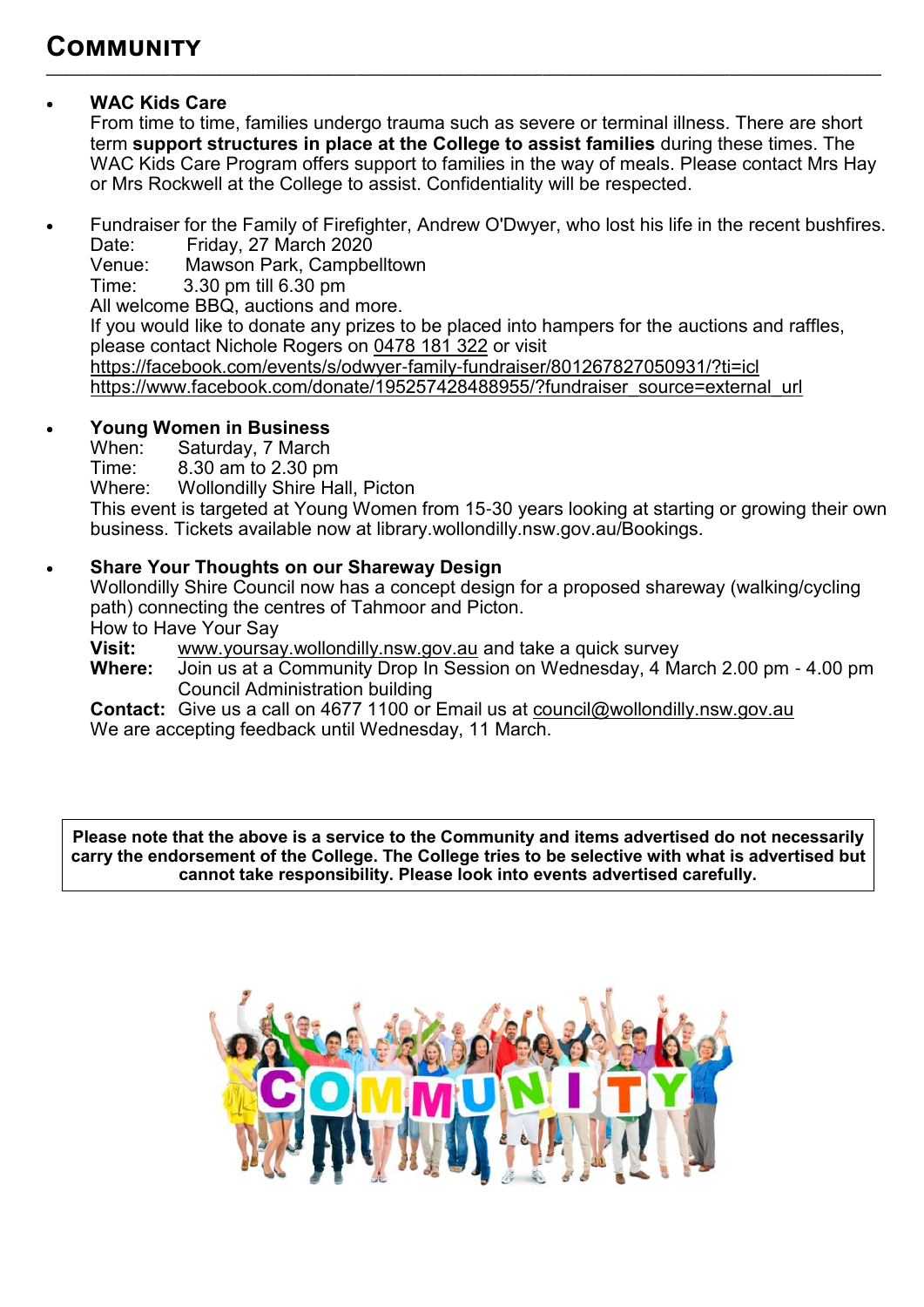# Community

- **WAC Kids Care**
  From time to time, families undergo trauma such as severe or terminal illness. There are short term **support structures in place at the College to assist families** during these times. The WAC Kids Care Program offers support to families in the way of meals. Please contact Mrs Hay or Mrs Rockwell at the College to assist. Confidentiality will be respected.

- Fundraiser for the Family of Firefighter, Andrew O'Dwyer, who lost his life in the recent bushfires.
  Date: Friday, 27 March 2020
  Venue: Mawson Park, Campbelltown
  Time: 3.30 pm till 6.30 pm
  All welcome BBQ, auctions and more.
  If you would like to donate any prizes to be placed into hampers for the auctions and raffles, please contact Nichole Rogers on 0478 181 322 or visit
  https://facebook.com/events/s/odwyer-family-fundraiser/801267827050931/?ti=icl
  https://www.facebook.com/donate/195257428488955/?fundraiser_source=external_url

- **Young Women in Business**
  When: Saturday, 7 March
  Time: 8.30 am to 2.30 pm
  Where: Wollondilly Shire Hall, Picton
  This event is targeted at Young Women from 15-30 years looking at starting or growing their own business. Tickets available now at library.wollondilly.nsw.gov.au/Bookings.

- **Share Your Thoughts on our Shareway Design**
  Wollondilly Shire Council now has a concept design for a proposed shareway (walking/cycling path) connecting the centres of Tahmoor and Picton.
  How to Have Your Say
  **Visit:** www.yoursay.wollondilly.nsw.gov.au and take a quick survey
  **Where:** Join us at a Community Drop In Session on Wednesday, 4 March 2.00 pm - 4.00 pm Council Administration building
  **Contact:** Give us a call on 4677 1100 or Email us at council@wollondilly.nsw.gov.au
  We are accepting feedback until Wednesday, 11 March.

**Please note that the above is a service to the Community and items advertised do not necessarily carry the endorsement of the College. The College tries to be selective with what is advertised but cannot take responsibility. Please look into events advertised carefully.**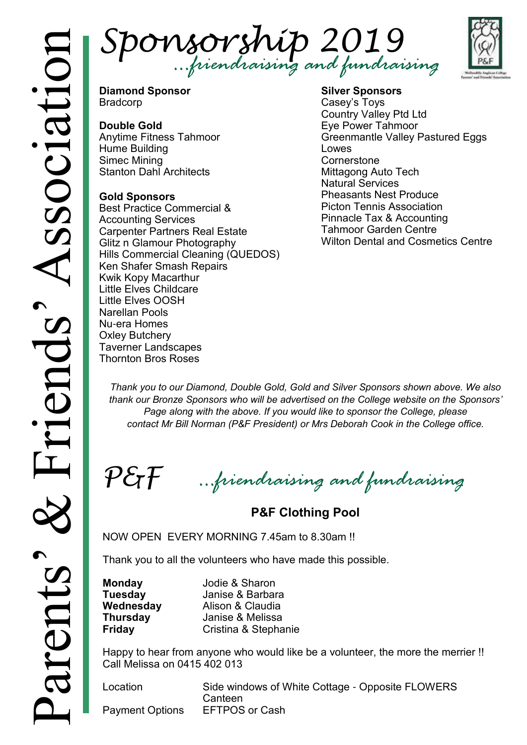# Parents' & Friends' Association

# Sponsorship 2019

*...friendraising and fundraising*

**Diamond Sponsor**
Bradcorp

**Double Gold**
Anytime Fitness Tahmoor
Hume Building
Simec Mining
Stanton Dahl Architects

**Gold Sponsors**
Best Practice Commercial & Accounting Services
Carpenter Partners Real Estate
Glitz n Glamour Photography
Hills Commercial Cleaning (QUEDOS)
Ken Shafer Smash Repairs
Kwik Kopy Macarthur
Little Elves Childcare
Little Elves OOSH
Narellan Pools
Nu-era Homes
Oxley Butchery
Taverner Landscapes
Thornton Bros Roses

**Silver Sponsors**
Casey's Toys
Country Valley Pty Ltd
Eye Power Tahmoor
Greenmantle Valley Pastured Eggs
Lowes
Cornerstone
Mittagong Auto Tech
Natural Services
Pheasants Nest Produce
Picton Tennis Association
Pinnacle Tax & Accounting
Tahmoor Garden Centre
Wilton Dental and Cosmetics Centre

*Thank you to our Diamond, Double Gold, Gold and Silver Sponsors shown above. We also thank our Bronze Sponsors who will be advertised on the College website on the Sponsors' Page along with the above. If you would like to sponsor the College, please contact Mr Bill Norman (P&F President) or Mrs Deborah Cook in the College office.*

## P&F ...friendraising and fundraising

### P&F Clothing Pool

NOW OPEN EVERY MORNING 7.45am to 8.30am !!

Thank you to all the volunteers who have made this possible.

| | |
|---|---|
| **Monday** | Jodie & Sharon |
| **Tuesday** | Janise & Barbara |
| **Wednesday** | Alison & Claudia |
| **Thursday** | Janise & Melissa |
| **Friday** | Cristina & Stephanie |

Happy to hear from anyone who would like be a volunteer, the more the merrier !!
Call Melissa on 0415 402 013

| | |
|---|---|
| Location | Side windows of White Cottage - Opposite FLOWERS Canteen |
| Payment Options | EFTPOS or Cash |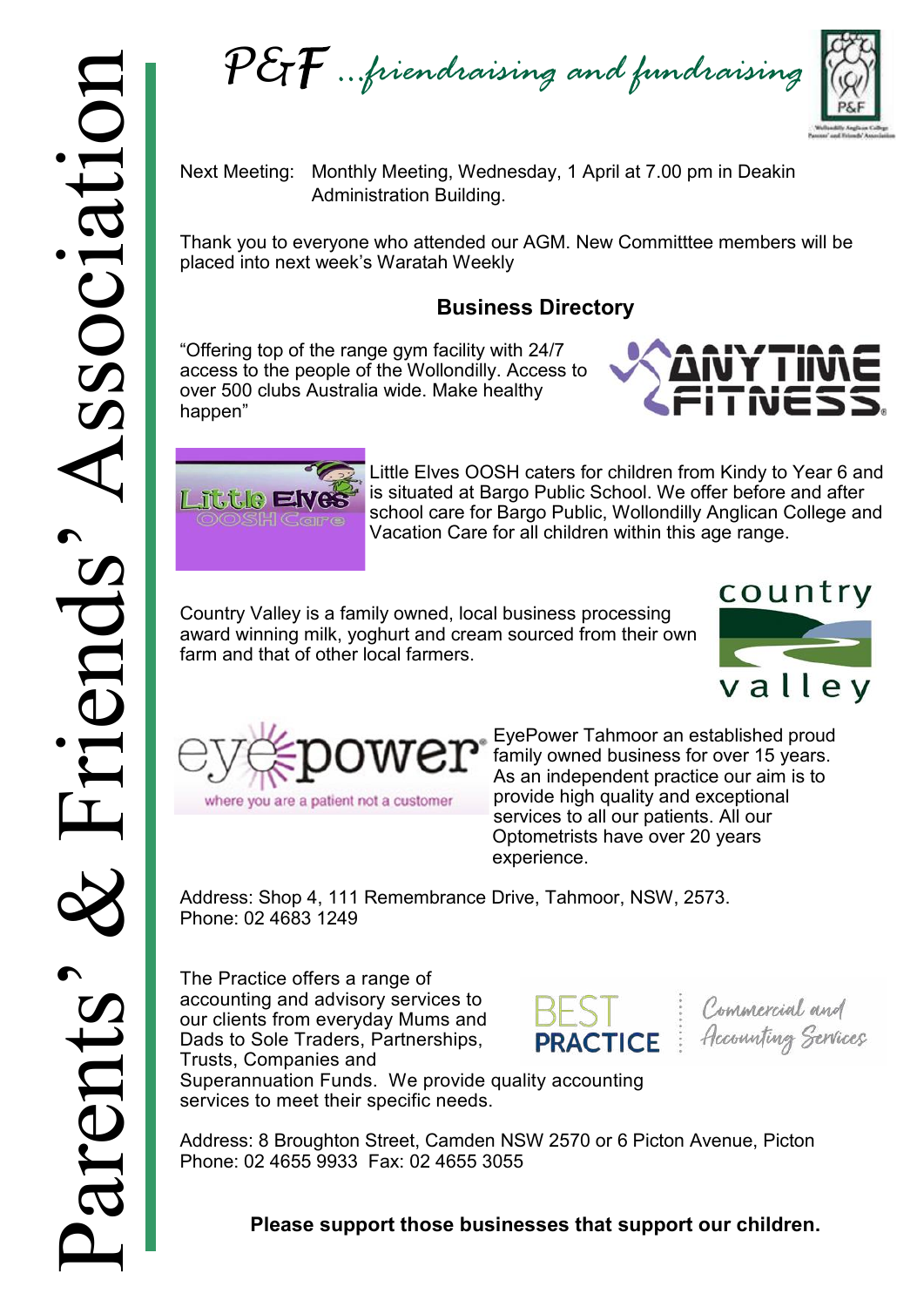# Parents' & Friends' Association

## P&F ...friendraising and fundraising

Next Meeting: Monthly Meeting, Wednesday, 1 April at 7.00 pm in Deakin Administration Building.

Thank you to everyone who attended our AGM. New Committtee members will be placed into next week's Waratah Weekly

### Business Directory

"Offering top of the range gym facility with 24/7 access to the people of the Wollondilly. Access to over 500 clubs Australia wide. Make healthy happen"

Little Elves OOSH caters for children from Kindy to Year 6 and is situated at Bargo Public School. We offer before and after school care for Bargo Public, Wollondilly Anglican College and Vacation Care for all children within this age range.

Country Valley is a family owned, local business processing award winning milk, yoghurt and cream sourced from their own farm and that of other local farmers.

EyePower Tahmoor an established proud family owned business for over 15 years. As an independent practice our aim is to provide high quality and exceptional services to all our patients. All our Optometrists have over 20 years experience.

Address: Shop 4, 111 Remembrance Drive, Tahmoor, NSW, 2573.
Phone: 02 4683 1249

The Practice offers a range of accounting and advisory services to our clients from everyday Mums and Dads to Sole Traders, Partnerships, Trusts, Companies and Superannuation Funds. We provide quality accounting services to meet their specific needs.

Address: 8 Broughton Street, Camden NSW 2570 or 6 Picton Avenue, Picton
Phone: 02 4655 9933 Fax: 02 4655 3055

**Please support those businesses that support our children.**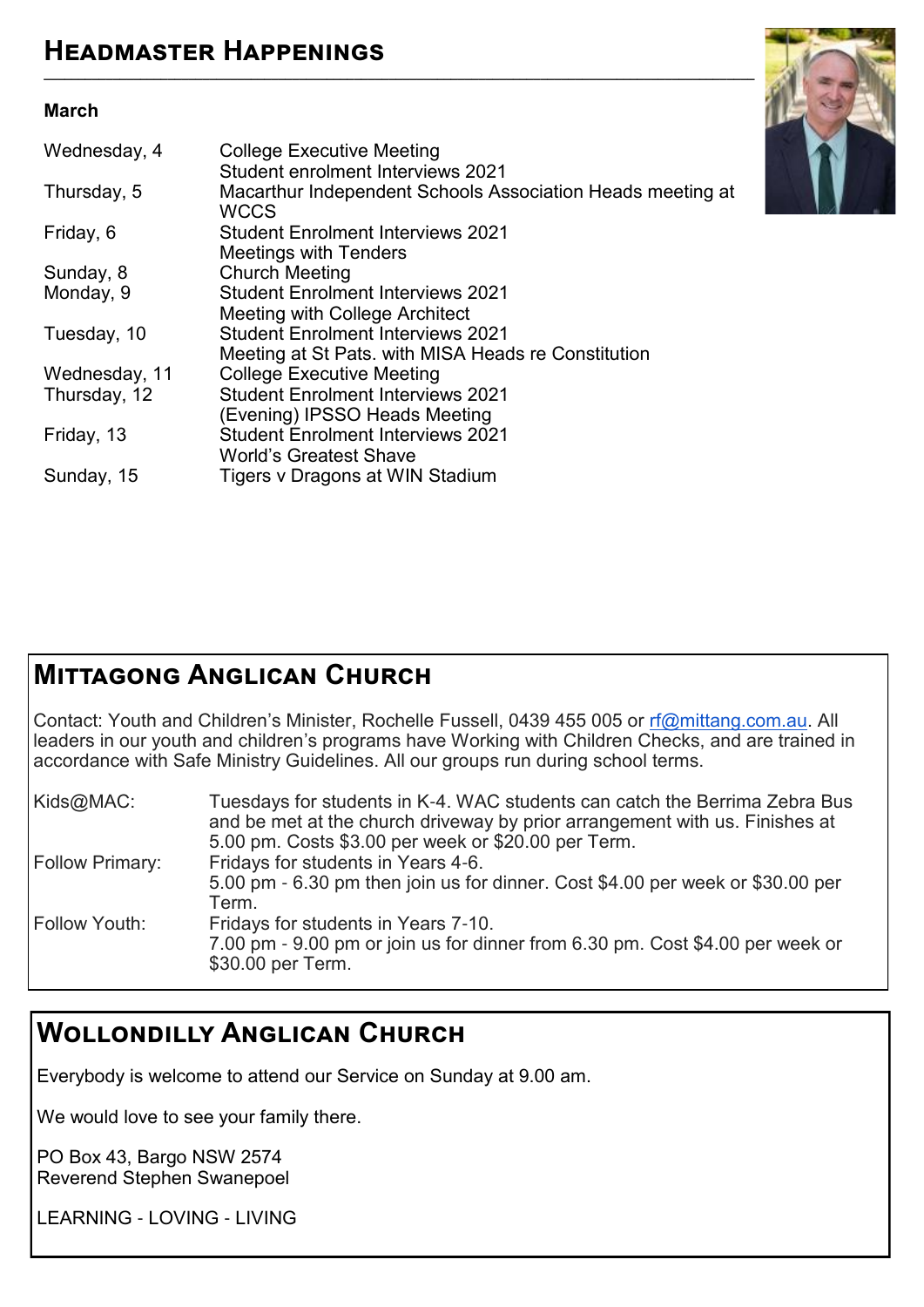## Headmaster Happenings

**March**

| | |
|---|---|
| Wednesday, 4 | College Executive Meeting<br>Student enrolment Interviews 2021 |
| Thursday, 5 | Macarthur Independent Schools Association Heads meeting at WCCS |
| Friday, 6 | Student Enrolment Interviews 2021<br>Meetings with Tenders |
| Sunday, 8 | Church Meeting |
| Monday, 9 | Student Enrolment Interviews 2021<br>Meeting with College Architect |
| Tuesday, 10 | Student Enrolment Interviews 2021<br>Meeting at St Pats. with MISA Heads re Constitution |
| Wednesday, 11 | College Executive Meeting |
| Thursday, 12 | Student Enrolment Interviews 2021<br>(Evening) IPSSO Heads Meeting |
| Friday, 13 | Student Enrolment Interviews 2021<br>World's Greatest Shave |
| Sunday, 15 | Tigers v Dragons at WIN Stadium |

## Mittagong Anglican Church

Contact: Youth and Children's Minister, Rochelle Fussell, 0439 455 005 or rf@mittang.com.au. All leaders in our youth and children's programs have Working with Children Checks, and are trained in accordance with Safe Ministry Guidelines. All our groups run during school terms.

| | |
|---|---|
| Kids@MAC: | Tuesdays for students in K-4. WAC students can catch the Berrima Zebra Bus and be met at the church driveway by prior arrangement with us. Finishes at 5.00 pm. Costs $3.00 per week or $20.00 per Term. |
| Follow Primary: | Fridays for students in Years 4-6.<br>5.00 pm - 6.30 pm then join us for dinner. Cost $4.00 per week or $30.00 per Term. |
| Follow Youth: | Fridays for students in Years 7-10.<br>7.00 pm - 9.00 pm or join us for dinner from 6.30 pm. Cost $4.00 per week or $30.00 per Term. |

## Wollondilly Anglican Church

Everybody is welcome to attend our Service on Sunday at 9.00 am.

We would love to see your family there.

PO Box 43, Bargo NSW 2574
Reverend Stephen Swanepoel

LEARNING - LOVING - LIVING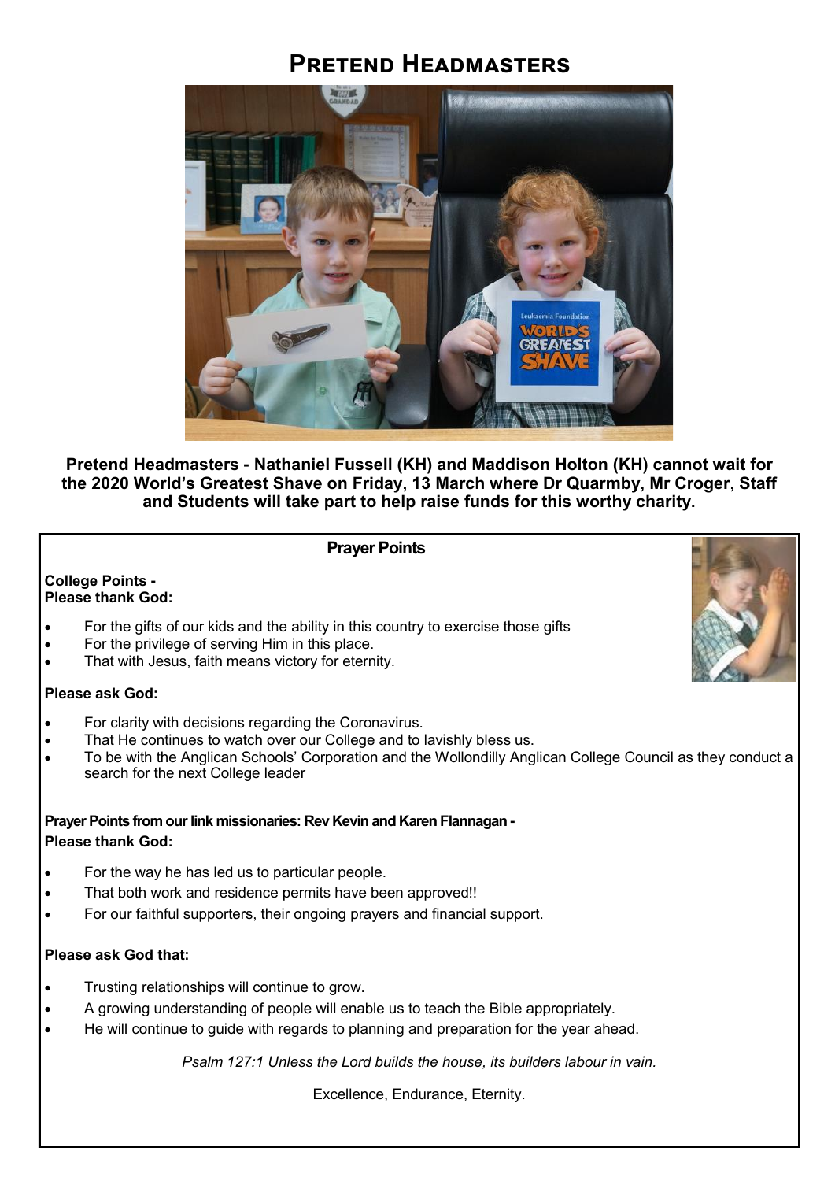# Pretend Headmasters

**Pretend Headmasters - Nathaniel Fussell (KH) and Maddison Holton (KH) cannot wait for the 2020 World's Greatest Shave on Friday, 13 March where Dr Quarmby, Mr Croger, Staff and Students will take part to help raise funds for this worthy charity.**

## Prayer Points

**College Points -**
**Please thank God:**

- For the gifts of our kids and the ability in this country to exercise those gifts
- For the privilege of serving Him in this place.
- That with Jesus, faith means victory for eternity.

**Please ask God:**

- For clarity with decisions regarding the Coronavirus.
- That He continues to watch over our College and to lavishly bless us.
- To be with the Anglican Schools' Corporation and the Wollondilly Anglican College Council as they conduct a search for the next College leader

**Prayer Points from our link missionaries: Rev Kevin and Karen Flannagan -**
**Please thank God:**

- For the way he has led us to particular people.
- That both work and residence permits have been approved!!
- For our faithful supporters, their ongoing prayers and financial support.

**Please ask God that:**

- Trusting relationships will continue to grow.
- A growing understanding of people will enable us to teach the Bible appropriately.
- He will continue to guide with regards to planning and preparation for the year ahead.

*Psalm 127:1 Unless the Lord builds the house, its builders labour in vain.*

Excellence, Endurance, Eternity.